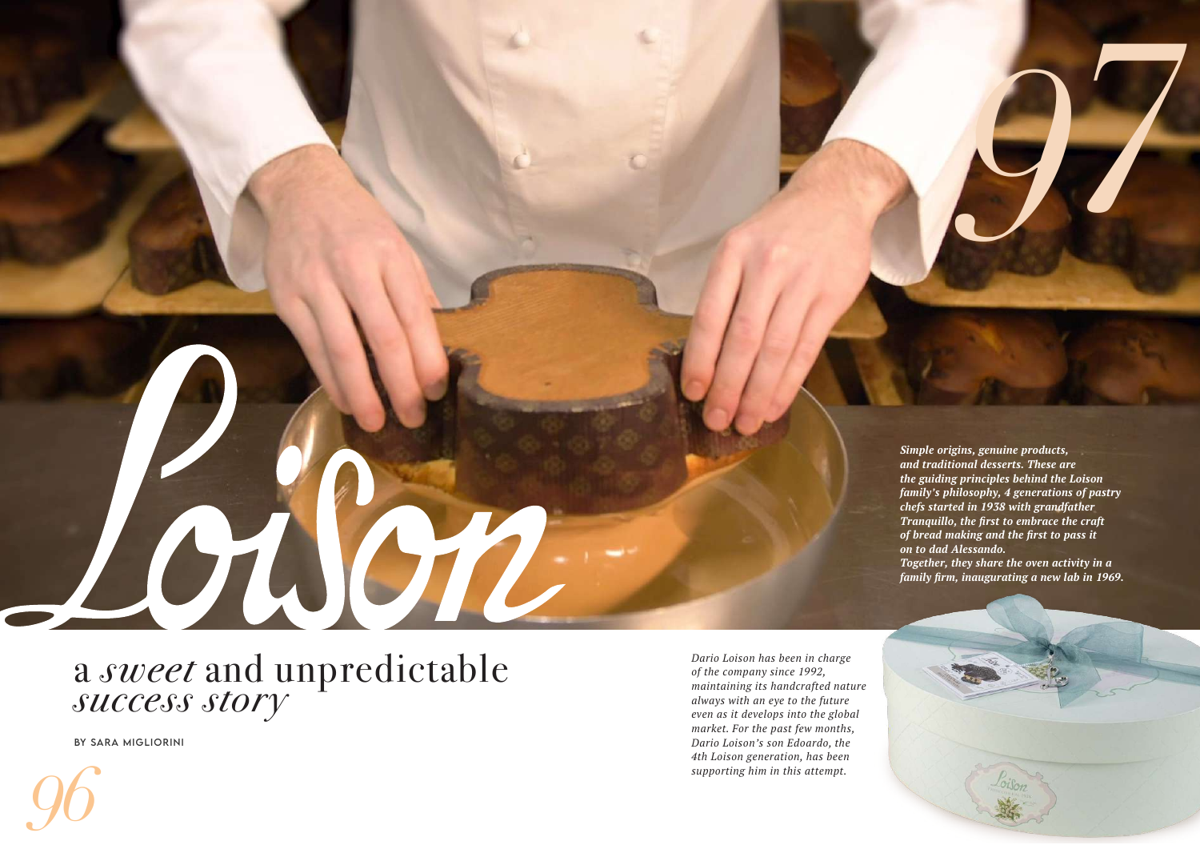# Loison

## a *sweet* and unpredictable *success story*

BY SARA MIGLIORINI

***Simple origins, genuine products, and traditional desserts. These are the guiding principles behind the Loison family's philosophy, 4 generations of pastry chefs started in 1938 with grandfather Tranquillo, the first to embrace the craft of bread making and the first to pass it on to dad Alessando.***
***Together, they share the oven activity in a family firm, inaugurating a new lab in 1969.***

*Dario Loison has been in charge of the company since 1992, maintaining its handcrafted nature always with an eye to the future even as it develops into the global market. For the past few months, Dario Loison's son Edoardo, the 4th Loison generation, has been supporting him in this attempt.*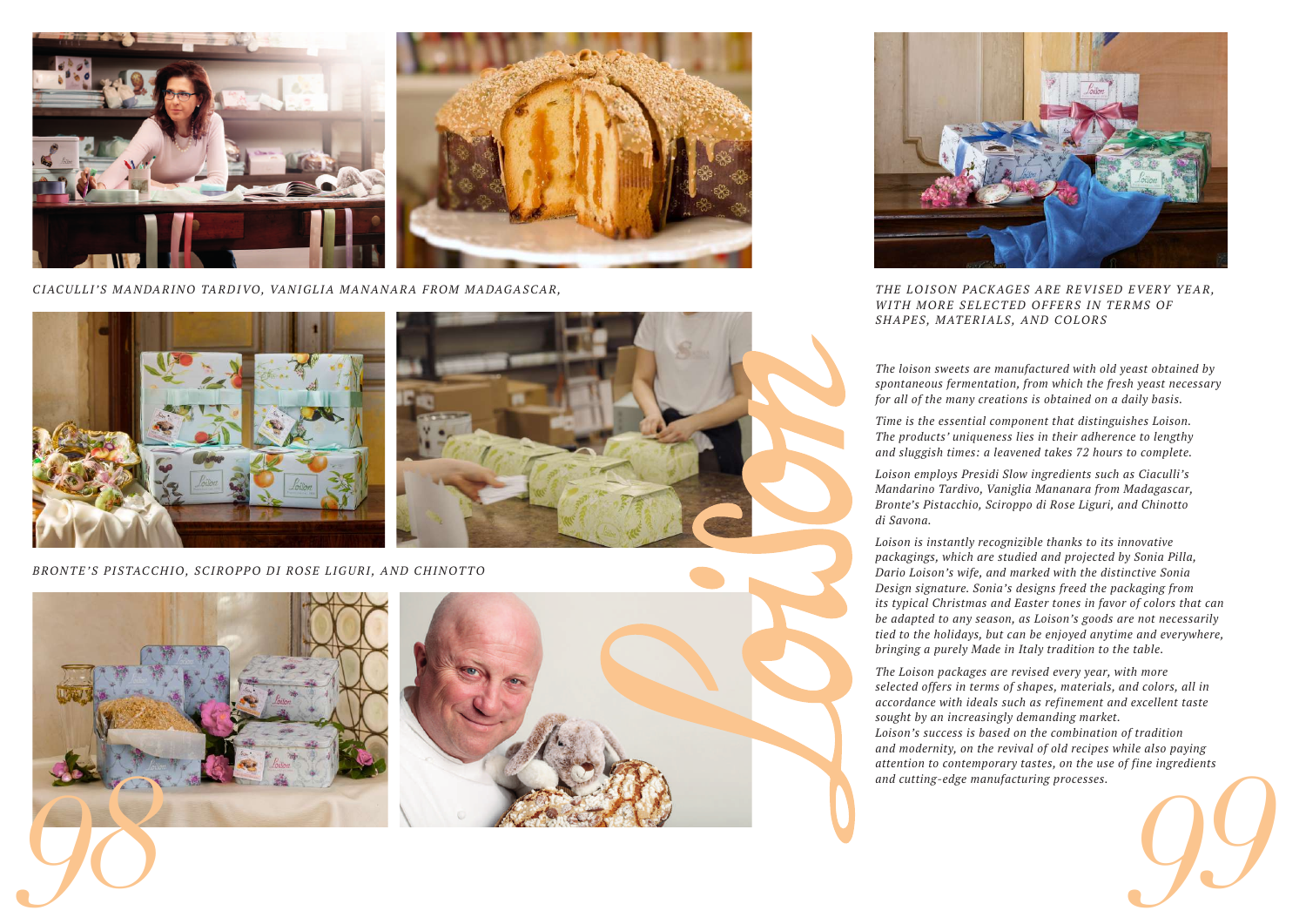CIACULLI'S MANDARINO TARDIVO, VANIGLIA MANANARA FROM MADAGASCAR,

BRONTE'S PISTACCHIO, SCIROPPO DI ROSE LIGURI, AND CHINOTTO

*Loison*

THE LOISON PACKAGES ARE REVISED EVERY YEAR, WITH MORE SELECTED OFFERS IN TERMS OF SHAPES, MATERIALS, AND COLORS

*The loison sweets are manufactured with old yeast obtained by spontaneous fermentation, from which the fresh yeast necessary for all of the many creations is obtained on a daily basis.*

*Time is the essential component that distinguishes Loison. The products' uniqueness lies in their adherence to lengthy and sluggish times: a leavened takes 72 hours to complete.*

*Loison employs Presidi Slow ingredients such as Ciacullì's Mandarino Tardivo, Vaniglia Mananara from Madagascar, Bronte's Pistacchio, Sciroppo di Rose Liguri, and Chinotto di Savona.*

*Loison is instantly recognizible thanks to its innovative packagings, which are studied and projected by Sonia Pilla, Dario Loison's wife, and marked with the distinctive Sonia Design signature. Sonia's designs freed the packaging from its typical Christmas and Easter tones in favor of colors that can be adapted to any season, as Loison's goods are not necessarily tied to the holidays, but can be enjoyed anytime and everywhere, bringing a purely Made in Italy tradition to the table.*

*The Loison packages are revised every year, with more selected offers in terms of shapes, materials, and colors, all in accordance with ideals such as refinement and excellent taste sought by an increasingly demanding market.*
*Loison's success is based on the combination of tradition and modernity, on the revival of old recipes while also paying attention to contemporary tastes, on the use of fine ingredients and cutting-edge manufacturing processes.*